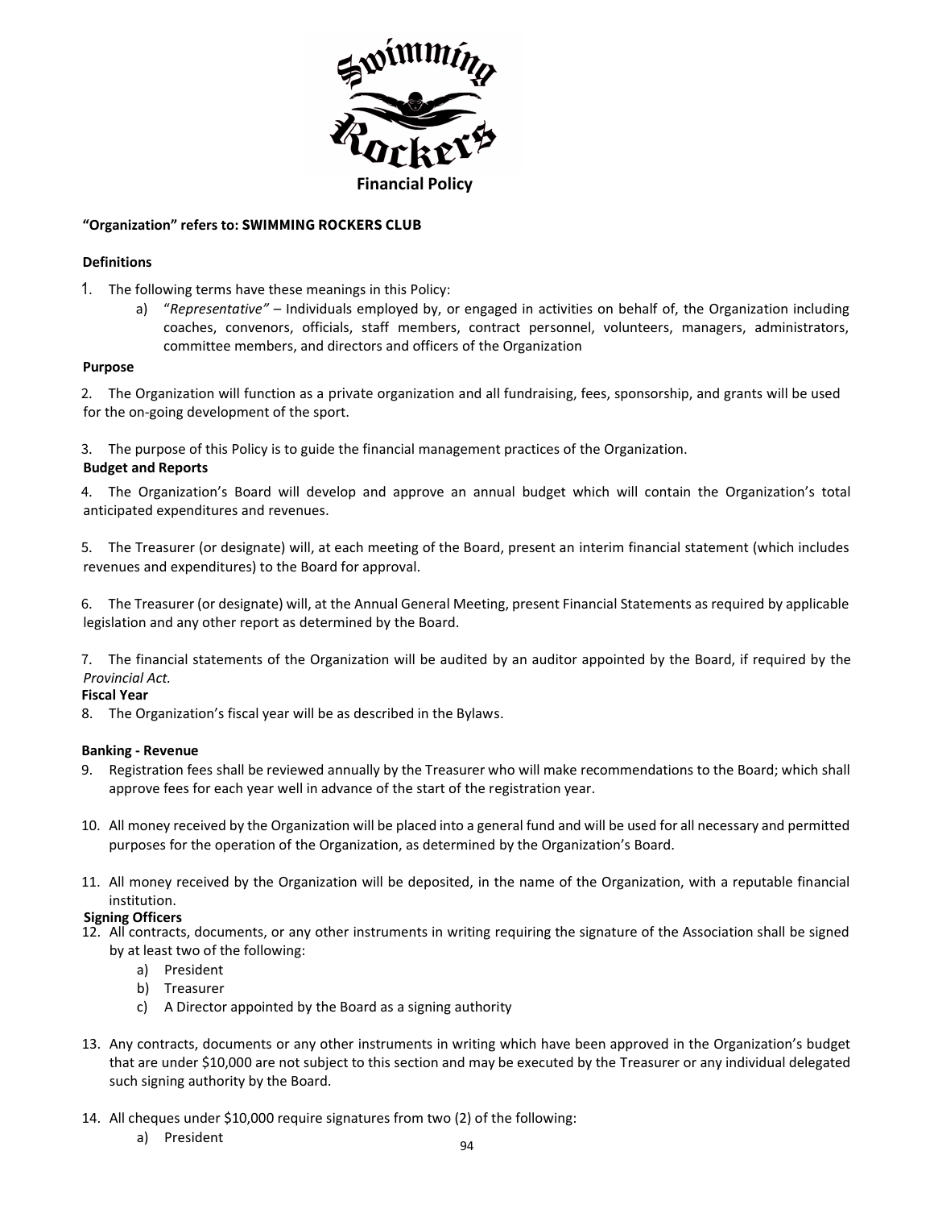# Financial Policy

**"Organization" refers to: SWIMMING ROCKERS CLUB**

## Definitions

1. The following terms have these meanings in this Policy:
   a) "*Representative"* – Individuals employed by, or engaged in activities on behalf of, the Organization including coaches, convenors, officials, staff members, contract personnel, volunteers, managers, administrators, committee members, and directors and officers of the Organization

## Purpose

2. The Organization will function as a private organization and all fundraising, fees, sponsorship, and grants will be used for the on-going development of the sport.

3. The purpose of this Policy is to guide the financial management practices of the Organization.

## Budget and Reports

4. The Organization's Board will develop and approve an annual budget which will contain the Organization's total anticipated expenditures and revenues.

5. The Treasurer (or designate) will, at each meeting of the Board, present an interim financial statement (which includes revenues and expenditures) to the Board for approval.

6. The Treasurer (or designate) will, at the Annual General Meeting, present Financial Statements as required by applicable legislation and any other report as determined by the Board.

7. The financial statements of the Organization will be audited by an auditor appointed by the Board, if required by the *Provincial Act.*

## Fiscal Year

8. The Organization's fiscal year will be as described in the Bylaws.

## Banking - Revenue

9. Registration fees shall be reviewed annually by the Treasurer who will make recommendations to the Board; which shall approve fees for each year well in advance of the start of the registration year.

10. All money received by the Organization will be placed into a general fund and will be used for all necessary and permitted purposes for the operation of the Organization, as determined by the Organization's Board.

11. All money received by the Organization will be deposited, in the name of the Organization, with a reputable financial institution.

## Signing Officers

12. All contracts, documents, or any other instruments in writing requiring the signature of the Association shall be signed by at least two of the following:
    a) President
    b) Treasurer
    c) A Director appointed by the Board as a signing authority

13. Any contracts, documents or any other instruments in writing which have been approved in the Organization's budget that are under $10,000 are not subject to this section and may be executed by the Treasurer or any individual delegated such signing authority by the Board.

14. All cheques under $10,000 require signatures from two (2) of the following:
    a) President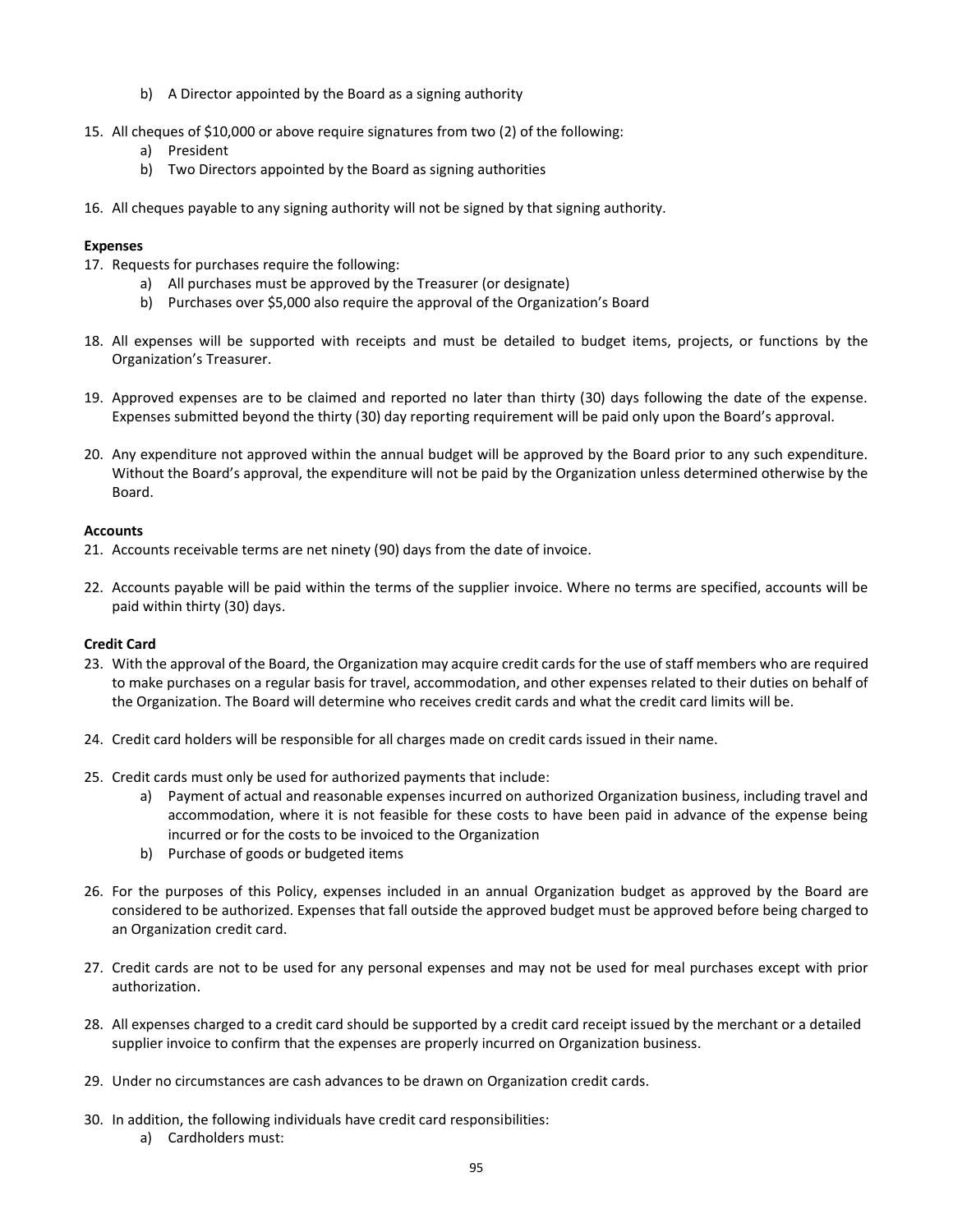b) A Director appointed by the Board as a signing authority

15. All cheques of $10,000 or above require signatures from two (2) of the following:
    a) President
    b) Two Directors appointed by the Board as signing authorities

16. All cheques payable to any signing authority will not be signed by that signing authority.

**Expenses**

17. Requests for purchases require the following:
    a) All purchases must be approved by the Treasurer (or designate)
    b) Purchases over $5,000 also require the approval of the Organization's Board

18. All expenses will be supported with receipts and must be detailed to budget items, projects, or functions by the Organization's Treasurer.

19. Approved expenses are to be claimed and reported no later than thirty (30) days following the date of the expense. Expenses submitted beyond the thirty (30) day reporting requirement will be paid only upon the Board's approval.

20. Any expenditure not approved within the annual budget will be approved by the Board prior to any such expenditure. Without the Board's approval, the expenditure will not be paid by the Organization unless determined otherwise by the Board.

**Accounts**

21. Accounts receivable terms are net ninety (90) days from the date of invoice.

22. Accounts payable will be paid within the terms of the supplier invoice. Where no terms are specified, accounts will be paid within thirty (30) days.

**Credit Card**

23. With the approval of the Board, the Organization may acquire credit cards for the use of staff members who are required to make purchases on a regular basis for travel, accommodation, and other expenses related to their duties on behalf of the Organization. The Board will determine who receives credit cards and what the credit card limits will be.

24. Credit card holders will be responsible for all charges made on credit cards issued in their name.

25. Credit cards must only be used for authorized payments that include:
    a) Payment of actual and reasonable expenses incurred on authorized Organization business, including travel and accommodation, where it is not feasible for these costs to have been paid in advance of the expense being incurred or for the costs to be invoiced to the Organization
    b) Purchase of goods or budgeted items

26. For the purposes of this Policy, expenses included in an annual Organization budget as approved by the Board are considered to be authorized. Expenses that fall outside the approved budget must be approved before being charged to an Organization credit card.

27. Credit cards are not to be used for any personal expenses and may not be used for meal purchases except with prior authorization.

28. All expenses charged to a credit card should be supported by a credit card receipt issued by the merchant or a detailed supplier invoice to confirm that the expenses are properly incurred on Organization business.

29. Under no circumstances are cash advances to be drawn on Organization credit cards.

30. In addition, the following individuals have credit card responsibilities:
    a) Cardholders must: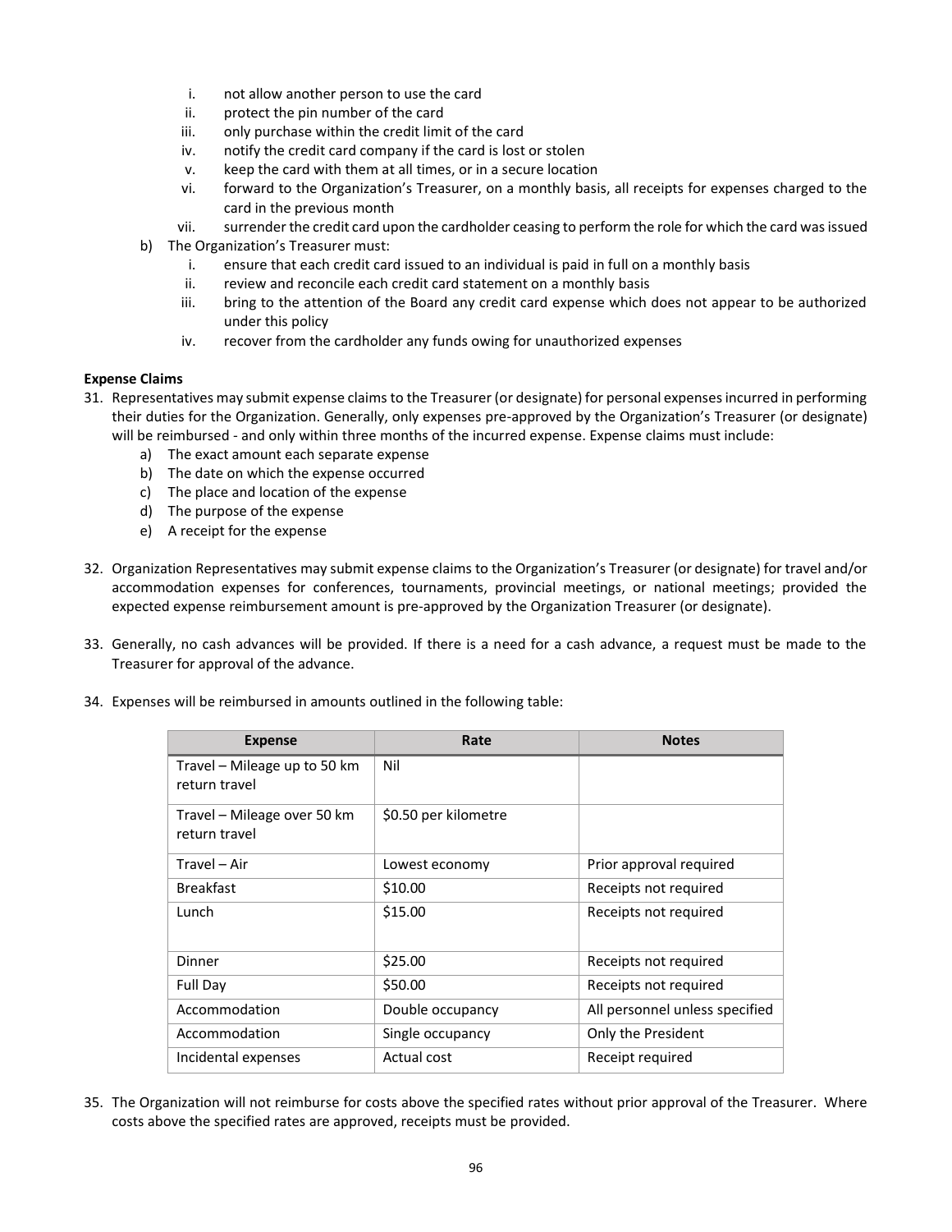i. not allow another person to use the card
   ii. protect the pin number of the card
   iii. only purchase within the credit limit of the card
   iv. notify the credit card company if the card is lost or stolen
   v. keep the card with them at all times, or in a secure location
   vi. forward to the Organization's Treasurer, on a monthly basis, all receipts for expenses charged to the card in the previous month
   vii. surrender the credit card upon the cardholder ceasing to perform the role for which the card was issued

b) The Organization's Treasurer must:
   i. ensure that each credit card issued to an individual is paid in full on a monthly basis
   ii. review and reconcile each credit card statement on a monthly basis
   iii. bring to the attention of the Board any credit card expense which does not appear to be authorized under this policy
   iv. recover from the cardholder any funds owing for unauthorized expenses

**Expense Claims**

31. Representatives may submit expense claims to the Treasurer (or designate) for personal expenses incurred in performing their duties for the Organization. Generally, only expenses pre-approved by the Organization's Treasurer (or designate) will be reimbursed - and only within three months of the incurred expense. Expense claims must include:
    a) The exact amount each separate expense
    b) The date on which the expense occurred
    c) The place and location of the expense
    d) The purpose of the expense
    e) A receipt for the expense

32. Organization Representatives may submit expense claims to the Organization's Treasurer (or designate) for travel and/or accommodation expenses for conferences, tournaments, provincial meetings, or national meetings; provided the expected expense reimbursement amount is pre-approved by the Organization Treasurer (or designate).

33. Generally, no cash advances will be provided. If there is a need for a cash advance, a request must be made to the Treasurer for approval of the advance.

34. Expenses will be reimbursed in amounts outlined in the following table:

| Expense | Rate | Notes |
|---|---|---|
| Travel – Mileage up to 50 km return travel | Nil | |
| Travel – Mileage over 50 km return travel | $0.50 per kilometre | |
| Travel – Air | Lowest economy | Prior approval required |
| Breakfast | $10.00 | Receipts not required |
| Lunch | $15.00 | Receipts not required |
| Dinner | $25.00 | Receipts not required |
| Full Day | $50.00 | Receipts not required |
| Accommodation | Double occupancy | All personnel unless specified |
| Accommodation | Single occupancy | Only the President |
| Incidental expenses | Actual cost | Receipt required |

35. The Organization will not reimburse for costs above the specified rates without prior approval of the Treasurer. Where costs above the specified rates are approved, receipts must be provided.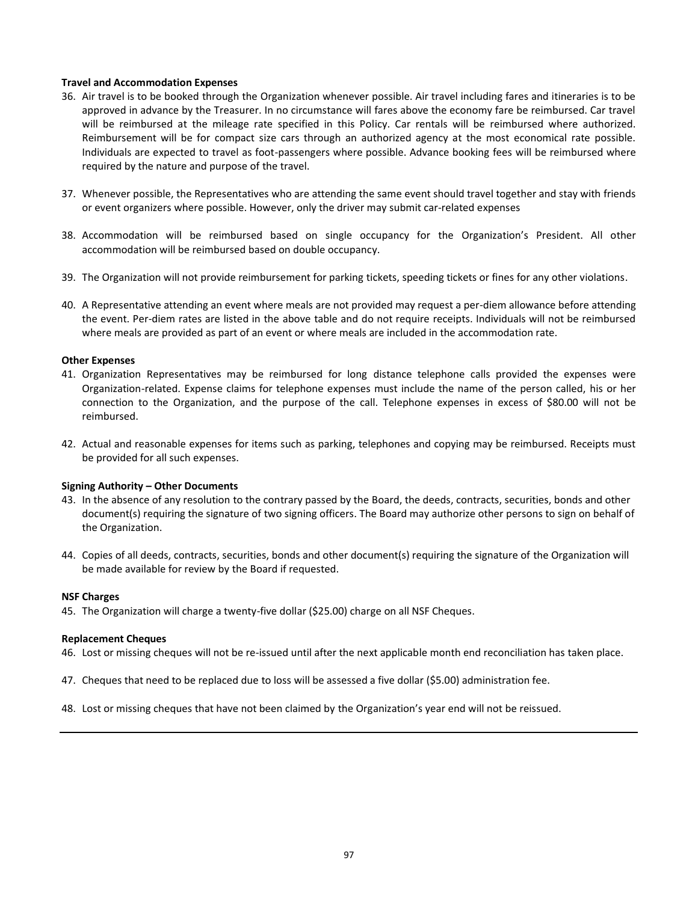**Travel and Accommodation Expenses**

36. Air travel is to be booked through the Organization whenever possible. Air travel including fares and itineraries is to be approved in advance by the Treasurer. In no circumstance will fares above the economy fare be reimbursed. Car travel will be reimbursed at the mileage rate specified in this Policy. Car rentals will be reimbursed where authorized. Reimbursement will be for compact size cars through an authorized agency at the most economical rate possible. Individuals are expected to travel as foot-passengers where possible. Advance booking fees will be reimbursed where required by the nature and purpose of the travel.

37. Whenever possible, the Representatives who are attending the same event should travel together and stay with friends or event organizers where possible. However, only the driver may submit car-related expenses

38. Accommodation will be reimbursed based on single occupancy for the Organization's President. All other accommodation will be reimbursed based on double occupancy.

39. The Organization will not provide reimbursement for parking tickets, speeding tickets or fines for any other violations.

40. A Representative attending an event where meals are not provided may request a per-diem allowance before attending the event. Per-diem rates are listed in the above table and do not require receipts. Individuals will not be reimbursed where meals are provided as part of an event or where meals are included in the accommodation rate.

**Other Expenses**

41. Organization Representatives may be reimbursed for long distance telephone calls provided the expenses were Organization-related. Expense claims for telephone expenses must include the name of the person called, his or her connection to the Organization, and the purpose of the call. Telephone expenses in excess of $80.00 will not be reimbursed.

42. Actual and reasonable expenses for items such as parking, telephones and copying may be reimbursed. Receipts must be provided for all such expenses.

**Signing Authority – Other Documents**

43. In the absence of any resolution to the contrary passed by the Board, the deeds, contracts, securities, bonds and other document(s) requiring the signature of two signing officers. The Board may authorize other persons to sign on behalf of the Organization.

44. Copies of all deeds, contracts, securities, bonds and other document(s) requiring the signature of the Organization will be made available for review by the Board if requested.

**NSF Charges**

45. The Organization will charge a twenty-five dollar ($25.00) charge on all NSF Cheques.

**Replacement Cheques**

46. Lost or missing cheques will not be re-issued until after the next applicable month end reconciliation has taken place.

47. Cheques that need to be replaced due to loss will be assessed a five dollar ($5.00) administration fee.

48. Lost or missing cheques that have not been claimed by the Organization's year end will not be reissued.